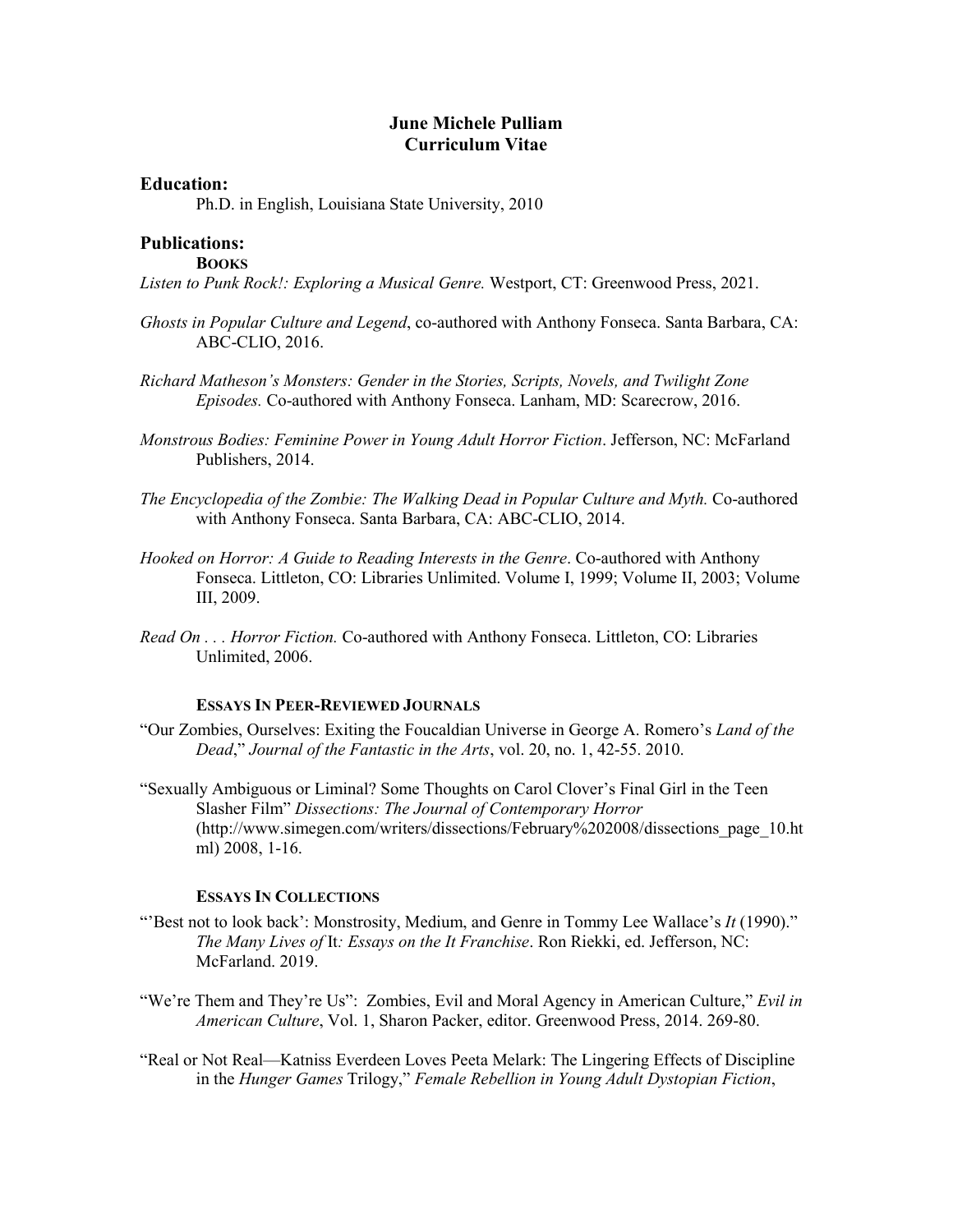# June Michele Pulliam
# Curriculum Vitae

## Education:

Ph.D. in English, Louisiana State University, 2010

## Publications:

### Books

*Listen to Punk Rock!: Exploring a Musical Genre.* Westport, CT: Greenwood Press, 2021.

*Ghosts in Popular Culture and Legend*, co-authored with Anthony Fonseca. Santa Barbara, CA: ABC-CLIO, 2016.

*Richard Matheson's Monsters: Gender in the Stories, Scripts, Novels, and Twilight Zone Episodes.* Co-authored with Anthony Fonseca. Lanham, MD: Scarecrow, 2016.

*Monstrous Bodies: Feminine Power in Young Adult Horror Fiction*. Jefferson, NC: McFarland Publishers, 2014.

*The Encyclopedia of the Zombie: The Walking Dead in Popular Culture and Myth.* Co-authored with Anthony Fonseca. Santa Barbara, CA: ABC-CLIO, 2014.

*Hooked on Horror: A Guide to Reading Interests in the Genre*. Co-authored with Anthony Fonseca. Littleton, CO: Libraries Unlimited. Volume I, 1999; Volume II, 2003; Volume III, 2009.

*Read On . . . Horror Fiction.* Co-authored with Anthony Fonseca. Littleton, CO: Libraries Unlimited, 2006.

### Essays In Peer-Reviewed Journals

"Our Zombies, Ourselves: Exiting the Foucaldian Universe in George A. Romero's *Land of the Dead*," *Journal of the Fantastic in the Arts*, vol. 20, no. 1, 42-55. 2010.

"Sexually Ambiguous or Liminal? Some Thoughts on Carol Clover's Final Girl in the Teen Slasher Film" *Dissections: The Journal of Contemporary Horror* (http://www.simegen.com/writers/dissections/February%202008/dissections_page_10.html) 2008, 1-16.

### Essays In Collections

"'Best not to look back': Monstrosity, Medium, and Genre in Tommy Lee Wallace's *It* (1990)." *The Many Lives of* It*: Essays on the It Franchise*. Ron Riekki, ed. Jefferson, NC: McFarland. 2019.

"We're Them and They're Us": Zombies, Evil and Moral Agency in American Culture," *Evil in American Culture*, Vol. 1, Sharon Packer, editor. Greenwood Press, 2014. 269-80.

"Real or Not Real—Katniss Everdeen Loves Peeta Melark: The Lingering Effects of Discipline in the *Hunger Games* Trilogy," *Female Rebellion in Young Adult Dystopian Fiction*,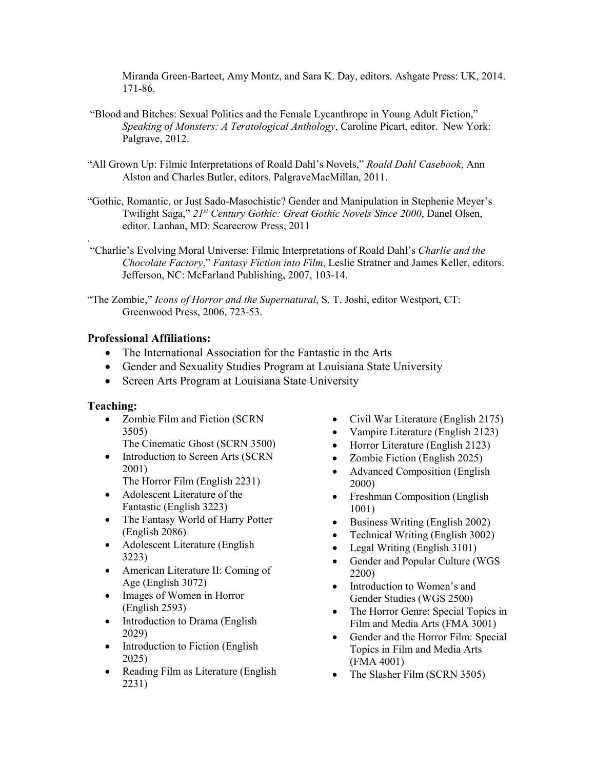Miranda Green-Barteet, Amy Montz, and Sara K. Day, editors. Ashgate Press: UK, 2014. 171-86.

"Blood and Bitches: Sexual Politics and the Female Lycanthrope in Young Adult Fiction," *Speaking of Monsters: A Teratological Anthology*, Caroline Picart, editor. New York: Palgrave, 2012.

"All Grown Up: Filmic Interpretations of Roald Dahl's Novels," *Roald Dahl Casebook*, Ann Alston and Charles Butler, editors. PalgraveMacMillan, 2011.

"Gothic, Romantic, or Just Sado-Masochistic? Gender and Manipulation in Stephenie Meyer's Twilight Saga," *21st Century Gothic: Great Gothic Novels Since 2000*, Danel Olsen, editor. Lanhan, MD: Scarecrow Press, 2011

.

"Charlie's Evolving Moral Universe: Filmic Interpretations of Roald Dahl's *Charlie and the Chocolate Factory*," *Fantasy Fiction into Film*, Leslie Stratner and James Keller, editors. Jefferson, NC: McFarland Publishing, 2007, 103-14.

"The Zombie," *Icons of Horror and the Supernatural*, S. T. Joshi, editor Westport, CT: Greenwood Press, 2006, 723-53.

## Professional Affiliations:

- The International Association for the Fantastic in the Arts
- Gender and Sexuality Studies Program at Louisiana State University
- Screen Arts Program at Louisiana State University

## Teaching:

- Zombie Film and Fiction (SCRN 3505)
  The Cinematic Ghost (SCRN 3500)
- Introduction to Screen Arts (SCRN 2001)
  The Horror Film (English 2231)
- Adolescent Literature of the Fantastic (English 3223)
- The Fantasy World of Harry Potter (English 2086)
- Adolescent Literature (English 3223)
- American Literature II: Coming of Age (English 3072)
- Images of Women in Horror (English 2593)
- Introduction to Drama (English 2029)
- Introduction to Fiction (English 2025)
- Reading Film as Literature (English 2231)
- Civil War Literature (English 2175)
- Vampire Literature (English 2123)
- Horror Literature (English 2123)
- Zombie Fiction (English 2025)
- Advanced Composition (English 2000)
- Freshman Composition (English 1001)
- Business Writing (English 2002)
- Technical Writing (English 3002)
- Legal Writing (English 3101)
- Gender and Popular Culture (WGS 2200)
- Introduction to Women's and Gender Studies (WGS 2500)
- The Horror Genre: Special Topics in Film and Media Arts (FMA 3001)
- Gender and the Horror Film: Special Topics in Film and Media Arts (FMA 4001)
- The Slasher Film (SCRN 3505)